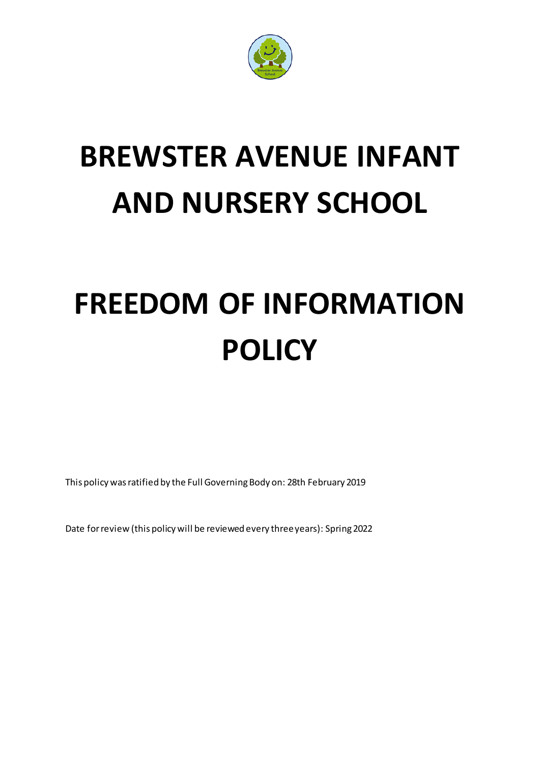# BREWSTER AVENUE INFANT AND NURSERY SCHOOL

# FREEDOM OF INFORMATION POLICY

This policy was ratified by the Full Governing Body on: 28th February 2019

Date for review (this policy will be reviewed every three years): Spring 2022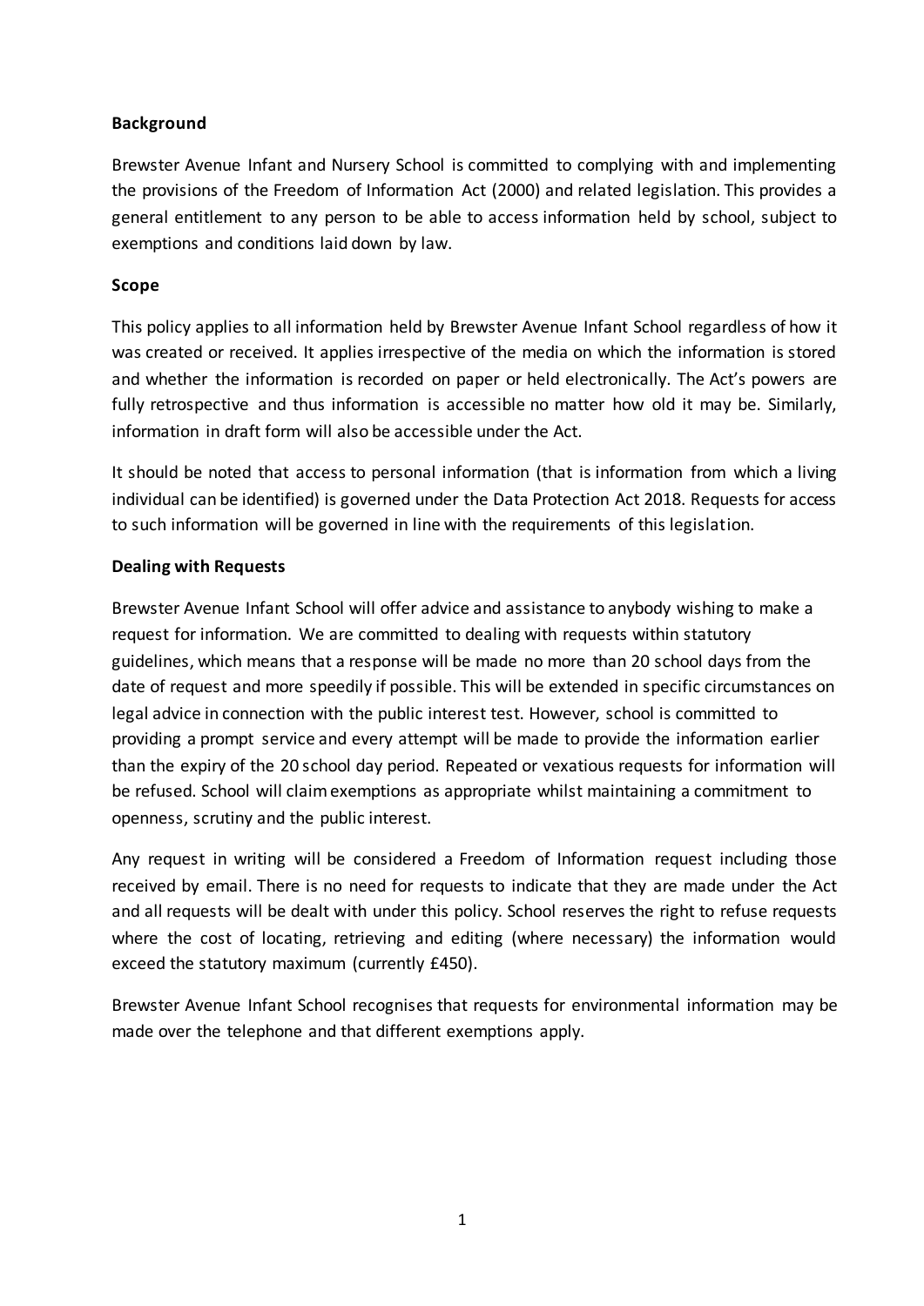**Background**

Brewster Avenue Infant and Nursery School is committed to complying with and implementing the provisions of the Freedom of Information Act (2000) and related legislation. This provides a general entitlement to any person to be able to access information held by school, subject to exemptions and conditions laid down by law.

**Scope**

This policy applies to all information held by Brewster Avenue Infant School regardless of how it was created or received. It applies irrespective of the media on which the information is stored and whether the information is recorded on paper or held electronically. The Act's powers are fully retrospective and thus information is accessible no matter how old it may be. Similarly, information in draft form will also be accessible under the Act.

It should be noted that access to personal information (that is information from which a living individual can be identified) is governed under the Data Protection Act 2018. Requests for access to such information will be governed in line with the requirements of this legislation.

**Dealing with Requests**

Brewster Avenue Infant School will offer advice and assistance to anybody wishing to make a request for information. We are committed to dealing with requests within statutory guidelines, which means that a response will be made no more than 20 school days from the date of request and more speedily if possible. This will be extended in specific circumstances on legal advice in connection with the public interest test. However, school is committed to providing a prompt service and every attempt will be made to provide the information earlier than the expiry of the 20 school day period. Repeated or vexatious requests for information will be refused. School will claim exemptions as appropriate whilst maintaining a commitment to openness, scrutiny and the public interest.

Any request in writing will be considered a Freedom of Information request including those received by email. There is no need for requests to indicate that they are made under the Act and all requests will be dealt with under this policy. School reserves the right to refuse requests where the cost of locating, retrieving and editing (where necessary) the information would exceed the statutory maximum (currently £450).

Brewster Avenue Infant School recognises that requests for environmental information may be made over the telephone and that different exemptions apply.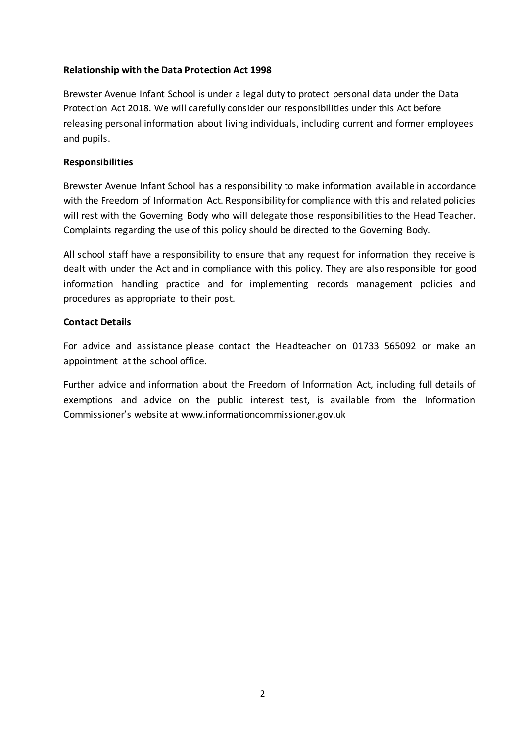**Relationship with the Data Protection Act 1998**

Brewster Avenue Infant School is under a legal duty to protect personal data under the Data Protection Act 2018. We will carefully consider our responsibilities under this Act before releasing personal information about living individuals, including current and former employees and pupils.

**Responsibilities**

Brewster Avenue Infant School has a responsibility to make information available in accordance with the Freedom of Information Act. Responsibility for compliance with this and related policies will rest with the Governing Body who will delegate those responsibilities to the Head Teacher. Complaints regarding the use of this policy should be directed to the Governing Body.

All school staff have a responsibility to ensure that any request for information they receive is dealt with under the Act and in compliance with this policy. They are also responsible for good information handling practice and for implementing records management policies and procedures as appropriate to their post.

**Contact Details**

For advice and assistance please contact the Headteacher on 01733 565092 or make an appointment at the school office.

Further advice and information about the Freedom of Information Act, including full details of exemptions and advice on the public interest test, is available from the Information Commissioner's website at www.informationcommissioner.gov.uk